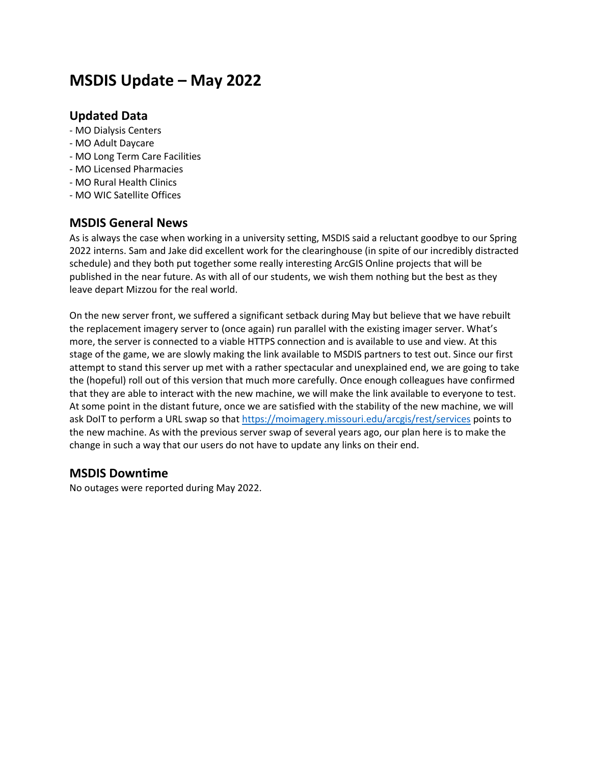# MSDIS Update – May 2022

## Updated Data

- MO Dialysis Centers
- MO Adult Daycare
- MO Long Term Care Facilities
- MO Licensed Pharmacies
- MO Rural Health Clinics
- MO WIC Satellite Offices

## MSDIS General News

As is always the case when working in a university setting, MSDIS said a reluctant goodbye to our Spring 2022 interns. Sam and Jake did excellent work for the clearinghouse (in spite of our incredibly distracted schedule) and they both put together some really interesting ArcGIS Online projects that will be published in the near future. As with all of our students, we wish them nothing but the best as they leave depart Mizzou for the real world.

On the new server front, we suffered a significant setback during May but believe that we have rebuilt the replacement imagery server to (once again) run parallel with the existing imager server. What's more, the server is connected to a viable HTTPS connection and is available to use and view. At this stage of the game, we are slowly making the link available to MSDIS partners to test out. Since our first attempt to stand this server up met with a rather spectacular and unexplained end, we are going to take the (hopeful) roll out of this version that much more carefully. Once enough colleagues have confirmed that they are able to interact with the new machine, we will make the link available to everyone to test. At some point in the distant future, once we are satisfied with the stability of the new machine, we will ask DoIT to perform a URL swap so that https://moimagery.missouri.edu/arcgis/rest/services points to the new machine. As with the previous server swap of several years ago, our plan here is to make the change in such a way that our users do not have to update any links on their end.

## MSDIS Downtime

No outages were reported during May 2022.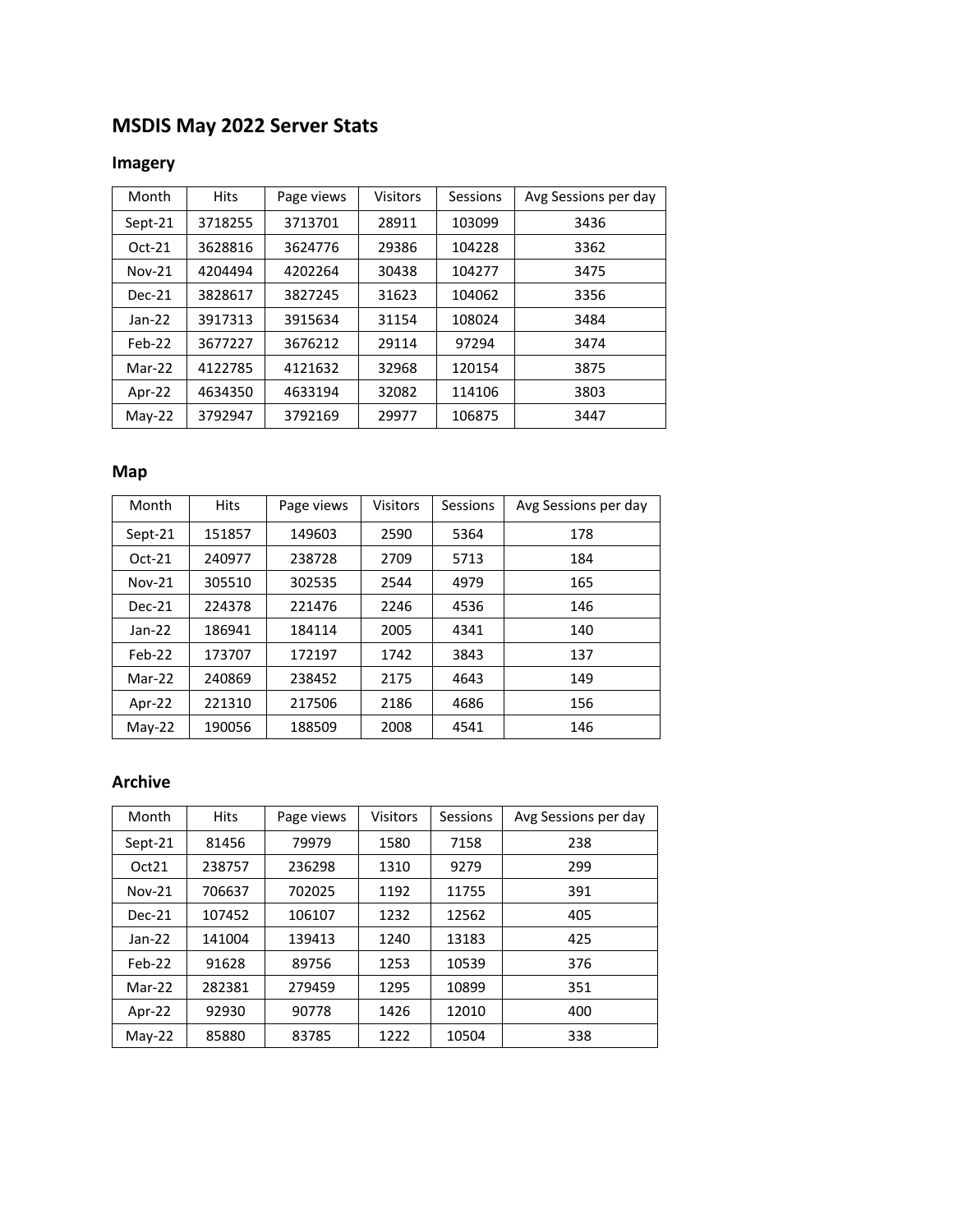# MSDIS May 2022 Server Stats

## Imagery

| Month | Hits | Page views | Visitors | Sessions | Avg Sessions per day |
|---|---|---|---|---|---|
| Sept-21 | 3718255 | 3713701 | 28911 | 103099 | 3436 |
| Oct-21 | 3628816 | 3624776 | 29386 | 104228 | 3362 |
| Nov-21 | 4204494 | 4202264 | 30438 | 104277 | 3475 |
| Dec-21 | 3828617 | 3827245 | 31623 | 104062 | 3356 |
| Jan-22 | 3917313 | 3915634 | 31154 | 108024 | 3484 |
| Feb-22 | 3677227 | 3676212 | 29114 | 97294 | 3474 |
| Mar-22 | 4122785 | 4121632 | 32968 | 120154 | 3875 |
| Apr-22 | 4634350 | 4633194 | 32082 | 114106 | 3803 |
| May-22 | 3792947 | 3792169 | 29977 | 106875 | 3447 |

## Map

| Month | Hits | Page views | Visitors | Sessions | Avg Sessions per day |
|---|---|---|---|---|---|
| Sept-21 | 151857 | 149603 | 2590 | 5364 | 178 |
| Oct-21 | 240977 | 238728 | 2709 | 5713 | 184 |
| Nov-21 | 305510 | 302535 | 2544 | 4979 | 165 |
| Dec-21 | 224378 | 221476 | 2246 | 4536 | 146 |
| Jan-22 | 186941 | 184114 | 2005 | 4341 | 140 |
| Feb-22 | 173707 | 172197 | 1742 | 3843 | 137 |
| Mar-22 | 240869 | 238452 | 2175 | 4643 | 149 |
| Apr-22 | 221310 | 217506 | 2186 | 4686 | 156 |
| May-22 | 190056 | 188509 | 2008 | 4541 | 146 |

## Archive

| Month | Hits | Page views | Visitors | Sessions | Avg Sessions per day |
|---|---|---|---|---|---|
| Sept-21 | 81456 | 79979 | 1580 | 7158 | 238 |
| Oct21 | 238757 | 236298 | 1310 | 9279 | 299 |
| Nov-21 | 706637 | 702025 | 1192 | 11755 | 391 |
| Dec-21 | 107452 | 106107 | 1232 | 12562 | 405 |
| Jan-22 | 141004 | 139413 | 1240 | 13183 | 425 |
| Feb-22 | 91628 | 89756 | 1253 | 10539 | 376 |
| Mar-22 | 282381 | 279459 | 1295 | 10899 | 351 |
| Apr-22 | 92930 | 90778 | 1426 | 12010 | 400 |
| May-22 | 85880 | 83785 | 1222 | 10504 | 338 |